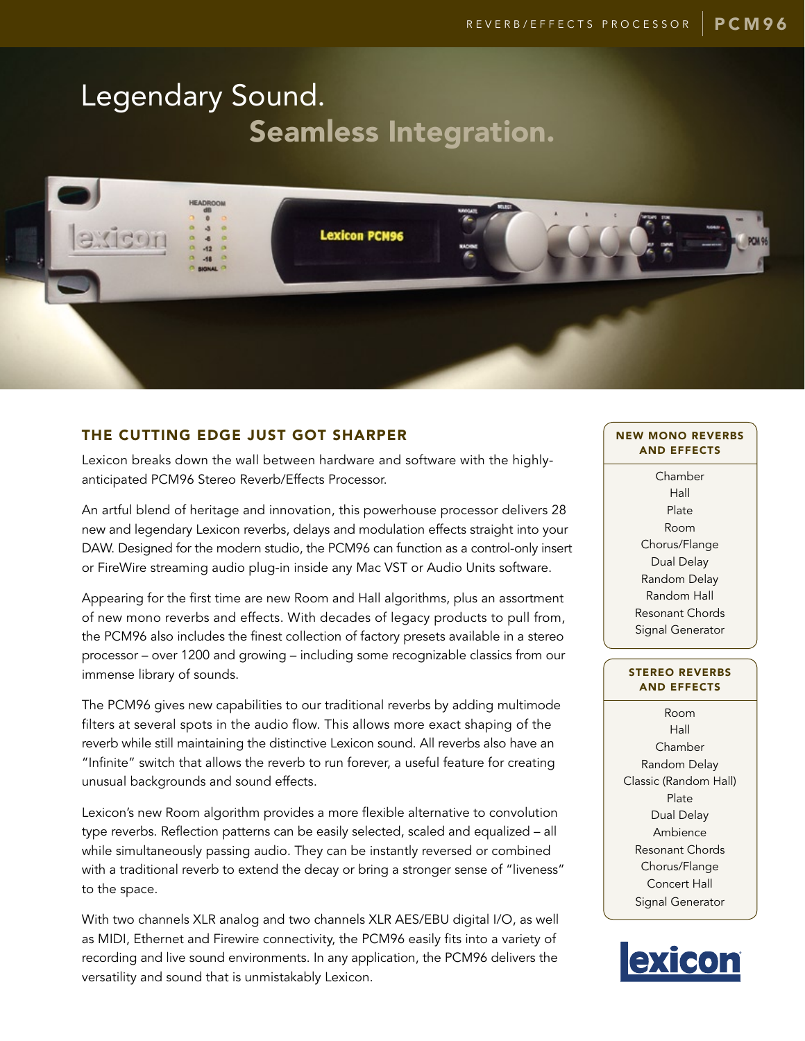# Legendary Sound.
## Seamless Integration.

## THE CUTTING EDGE JUST GOT SHARPER

Lexicon breaks down the wall between hardware and software with the highly-anticipated PCM96 Stereo Reverb/Effects Processor.

An artful blend of heritage and innovation, this powerhouse processor delivers 28 new and legendary Lexicon reverbs, delays and modulation effects straight into your DAW. Designed for the modern studio, the PCM96 can function as a control-only insert or FireWire streaming audio plug-in inside any Mac VST or Audio Units software.

Appearing for the first time are new Room and Hall algorithms, plus an assortment of new mono reverbs and effects. With decades of legacy products to pull from, the PCM96 also includes the finest collection of factory presets available in a stereo processor – over 1200 and growing – including some recognizable classics from our immense library of sounds.

The PCM96 gives new capabilities to our traditional reverbs by adding multimode filters at several spots in the audio flow. This allows more exact shaping of the reverb while still maintaining the distinctive Lexicon sound. All reverbs also have an "Infinite" switch that allows the reverb to run forever, a useful feature for creating unusual backgrounds and sound effects.

Lexicon's new Room algorithm provides a more flexible alternative to convolution type reverbs. Reflection patterns can be easily selected, scaled and equalized – all while simultaneously passing audio. They can be instantly reversed or combined with a traditional reverb to extend the decay or bring a stronger sense of "liveness" to the space.

With two channels XLR analog and two channels XLR AES/EBU digital I/O, as well as MIDI, Ethernet and Firewire connectivity, the PCM96 easily fits into a variety of recording and live sound environments. In any application, the PCM96 delivers the versatility and sound that is unmistakably Lexicon.

### NEW MONO REVERBS AND EFFECTS

- Chamber
- Hall
- Plate
- Room
- Chorus/Flange
- Dual Delay
- Random Delay
- Random Hall
- Resonant Chords
- Signal Generator

### STEREO REVERBS AND EFFECTS

- Room
- Hall
- Chamber
- Random Delay
- Classic (Random Hall)
- Plate
- Dual Delay
- Ambience
- Resonant Chords
- Chorus/Flange
- Concert Hall
- Signal Generator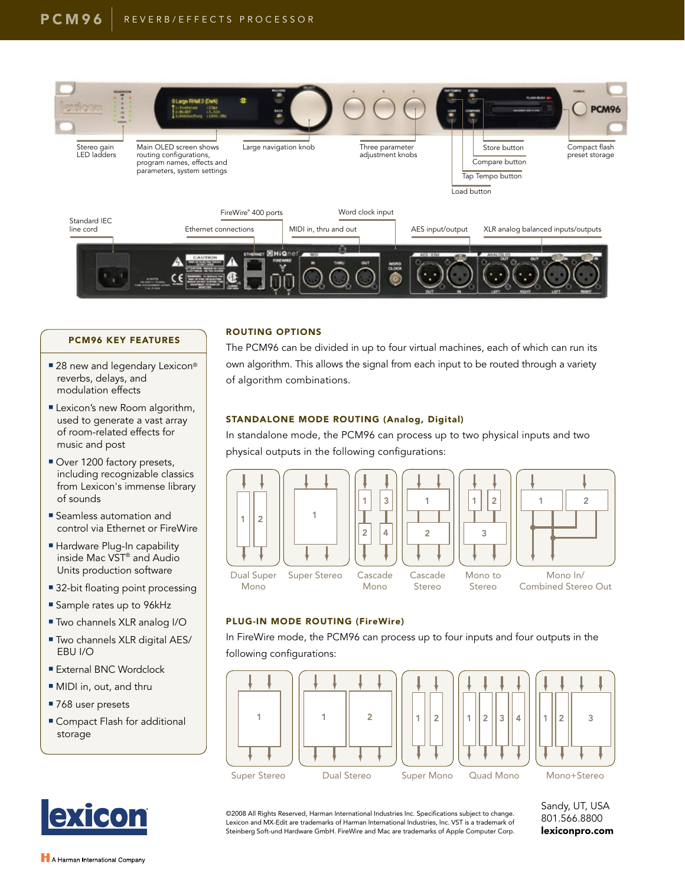PCM96 REVERB/EFFECTS PROCESSOR

Stereo gain LED ladders

Main OLED screen shows routing configurations, program names, effects and parameters, system settings

Large navigation knob

Three parameter adjustment knobs

Store button

Compare button

Tap Tempo button

Load button

Compact flash preset storage

Standard IEC line cord

FireWire® 400 ports

Ethernet connections

Word clock input

MIDI in, thru and out

AES input/output

XLR analog balanced inputs/outputs

## PCM96 KEY FEATURES

- 28 new and legendary Lexicon® reverbs, delays, and modulation effects
- Lexicon's new Room algorithm, used to generate a vast array of room-related effects for music and post
- Over 1200 factory presets, including recognizable classics from Lexicon's immense library of sounds
- Seamless automation and control via Ethernet or FireWire
- Hardware Plug-In capability inside Mac VST® and Audio Units production software
- 32-bit floating point processing
- Sample rates up to 96kHz
- Two channels XLR analog I/O
- Two channels XLR digital AES/EBU I/O
- External BNC Wordclock
- MIDI in, out, and thru
- 768 user presets
- Compact Flash for additional storage

## ROUTING OPTIONS

The PCM96 can be divided in up to four virtual machines, each of which can run its own algorithm. This allows the signal from each input to be routed through a variety of algorithm combinations.

## STANDALONE MODE ROUTING (Analog, Digital)

In standalone mode, the PCM96 can process up to two physical inputs and two physical outputs in the following configurations:

Dual Super Mono

Super Stereo

Cascade Mono

Cascade Stereo

Mono to Stereo

Mono In/ Combined Stereo Out

## PLUG-IN MODE ROUTING (FireWire)

In FireWire mode, the PCM96 can process up to four inputs and four outputs in the following configurations:

Super Stereo

Dual Stereo

Super Mono

Quad Mono

Mono+Stereo

lexicon

A Harman International Company

©2008 All Rights Reserved, Harman International Industries Inc. Specifications subject to change. Lexicon and MX-Edit are trademarks of Harman International Industries, Inc. VST is a trademark of Steinberg Soft-und Hardware GmbH. FireWire and Mac are trademarks of Apple Computer Corp.

Sandy, UT, USA
801.566.8800
**lexiconpro.com**